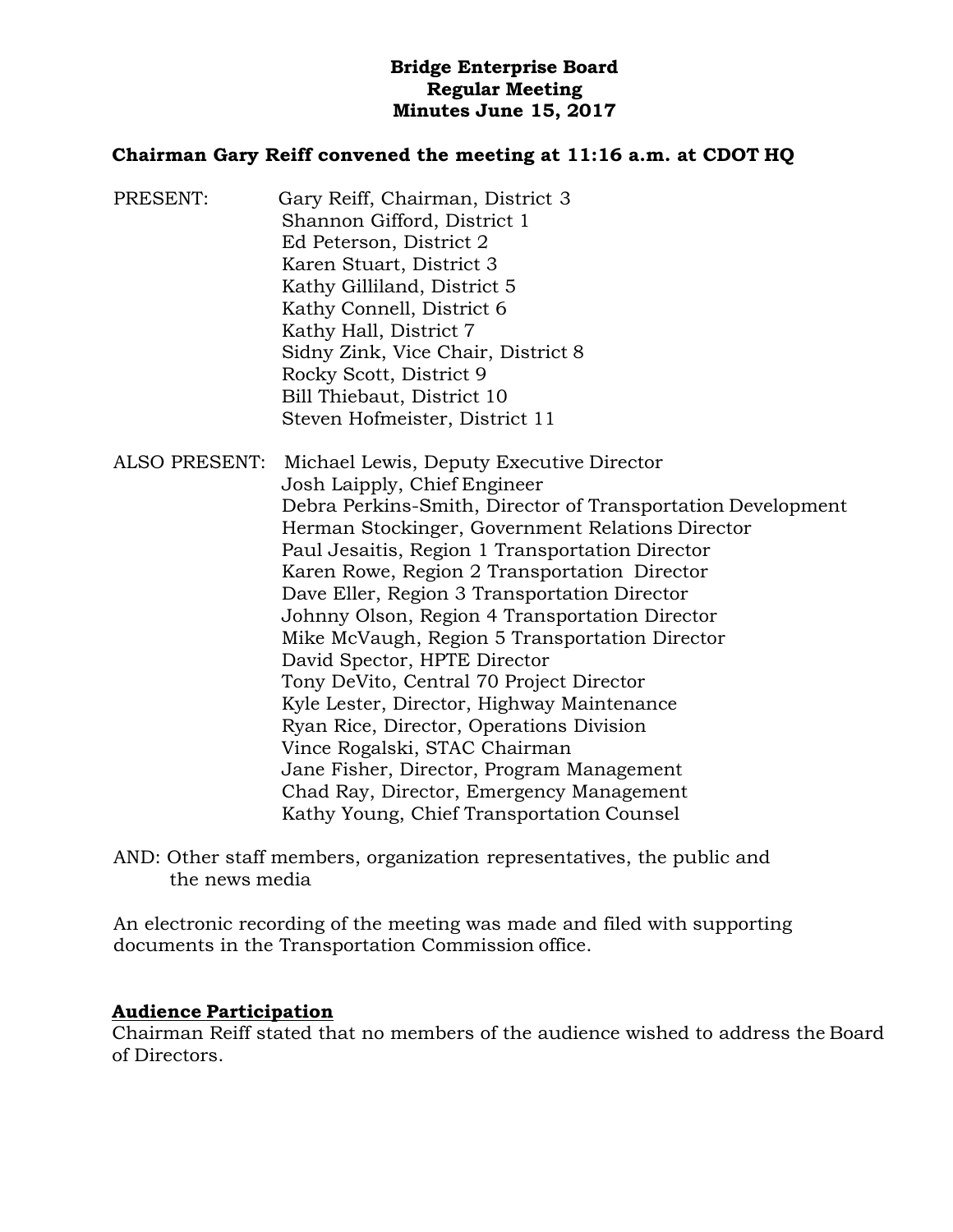# Bridge Enterprise Board
## Regular Meeting
## Minutes June 15, 2017

**Chairman Gary Reiff convened the meeting at 11:16 a.m. at CDOT HQ**

PRESENT:
Gary Reiff, Chairman, District 3
Shannon Gifford, District 1
Ed Peterson, District 2
Karen Stuart, District 3
Kathy Gilliland, District 5
Kathy Connell, District 6
Kathy Hall, District 7
Sidny Zink, Vice Chair, District 8
Rocky Scott, District 9
Bill Thiebaut, District 10
Steven Hofmeister, District 11

ALSO PRESENT:
Michael Lewis, Deputy Executive Director
Josh Laipply, Chief Engineer
Debra Perkins-Smith, Director of Transportation Development
Herman Stockinger, Government Relations Director
Paul Jesaitis, Region 1 Transportation Director
Karen Rowe, Region 2 Transportation Director
Dave Eller, Region 3 Transportation Director
Johnny Olson, Region 4 Transportation Director
Mike McVaugh, Region 5 Transportation Director
David Spector, HPTE Director
Tony DeVito, Central 70 Project Director
Kyle Lester, Director, Highway Maintenance
Ryan Rice, Director, Operations Division
Vince Rogalski, STAC Chairman
Jane Fisher, Director, Program Management
Chad Ray, Director, Emergency Management
Kathy Young, Chief Transportation Counsel

AND: Other staff members, organization representatives, the public and the news media

An electronic recording of the meeting was made and filed with supporting documents in the Transportation Commission office.

**Audience Participation**

Chairman Reiff stated that no members of the audience wished to address the Board of Directors.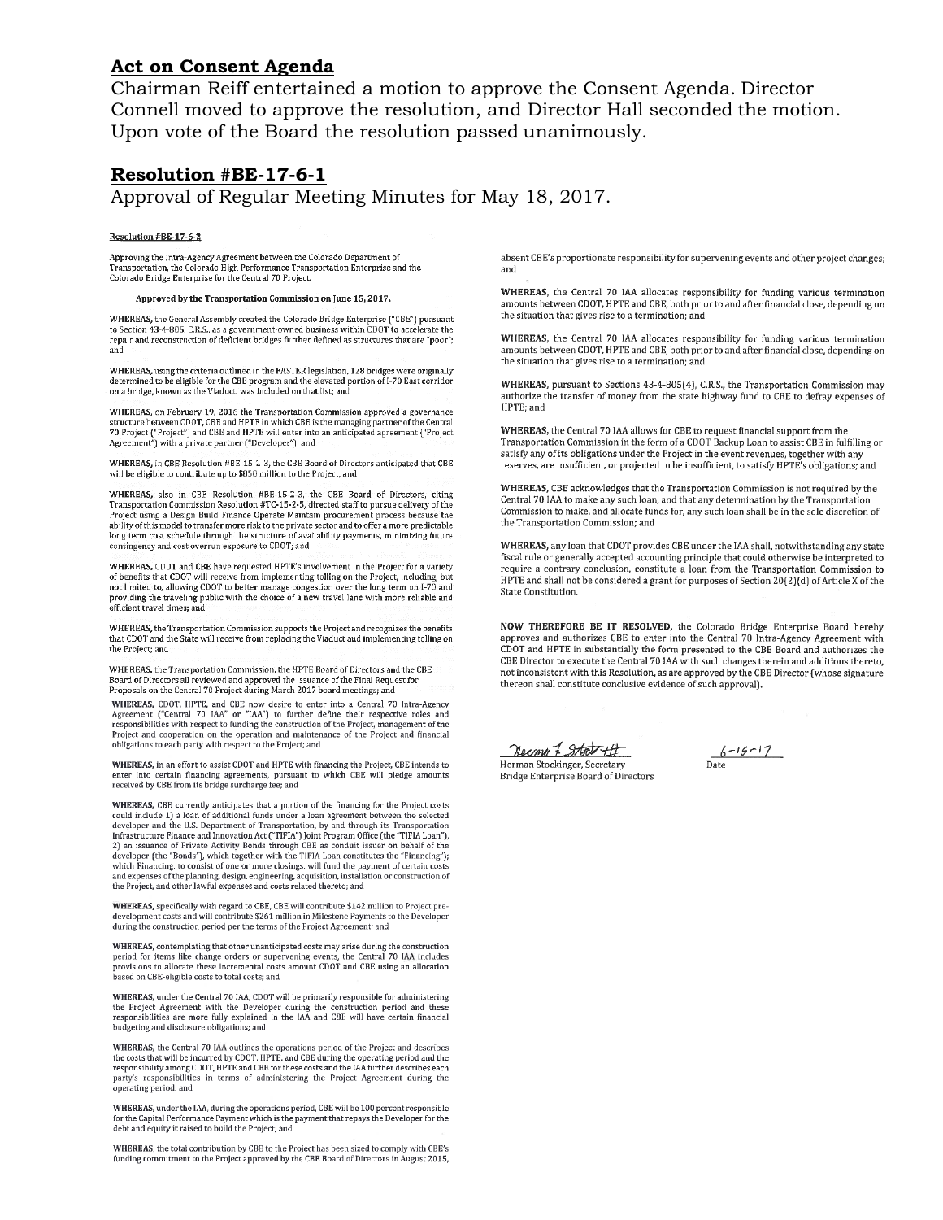## Act on Consent Agenda

Chairman Reiff entertained a motion to approve the Consent Agenda. Director Connell moved to approve the resolution, and Director Hall seconded the motion. Upon vote of the Board the resolution passed unanimously.

## Resolution #BE-17-6-1

Approval of Regular Meeting Minutes for May 18, 2017.

### Resolution #BE-17-6-2

Approving the Intra-Agency Agreement between the Colorado Department of Transportation, the Colorado High Performance Transportation Enterprise and the Colorado Bridge Enterprise for the Central 70 Project.

**Approved by the Transportation Commission on June 15, 2017.**

WHEREAS, the General Assembly created the Colorado Bridge Enterprise ("CBE") pursuant to Section 43-4-805, C.R.S., as a government-owned business within CDOT to accelerate the repair and reconstruction of deficient bridges further defined as structures that are "poor"; and

WHEREAS, using the criteria outlined in the FASTER legislation, 128 bridges were originally determined to be eligible for the CBE program and the elevated portion of I-70 East corridor on a bridge, known as the Viaduct, was included on that list; and

WHEREAS, on February 19, 2016 the Transportation Commission approved a governance structure between CDOT, CBE and HPTE in which CBE is the managing partner of the Central 70 Project ("Project") and CBE and HPTE will enter into an anticipated agreement ("Project Agreement") with a private partner ("Developer"); and

WHEREAS, in CBE Resolution #BE-15-2-3, the CBE Board of Directors anticipated that CBE will be eligible to contribute up to $850 million to the Project; and

WHEREAS, also in CBE Resolution #BE-15-2-3, the CBE Board of Directors, citing Transportation Commission Resolution #TC-15-2-5, directed staff to pursue delivery of the Project using a Design Build Finance Operate Maintain procurement process because the ability of this model to transfer more risk to the private sector and to offer a more predictable long term cost schedule through the structure of availability payments, minimizing future contingency and cost overrun exposure to CDOT; and

WHEREAS, CDOT and CBE have requested HPTE's involvement in the Project for a variety of benefits that CDOT will receive from implementing tolling on the Project, including, but not limited to, allowing CDOT to better manage congestion over the long term on I-70 and providing the traveling public with the choice of a new travel lane with more reliable and efficient travel times; and

WHEREAS, the Transportation Commission supports the Project and recognizes the benefits that CDOT and the State will receive from replacing the Viaduct and implementing tolling on the Project; and

WHEREAS, the Transportation Commission, the HPTE Board of Directors and the CBE Board of Directors all reviewed and approved the issuance of the Final Request for Proposals on the Central 70 Project during March 2017 board meetings; and

WHEREAS, CDOT, HPTE, and CBE now desire to enter into a Central 70 Intra-Agency Agreement ("Central 70 IAA" or "IAA") to further define their respective roles and responsibilities with respect to funding the construction of the Project, management of the Project and cooperation on the operation and maintenance of the Project and financial obligations to each party with respect to the Project; and

WHEREAS, in an effort to assist CDOT and HPTE with financing the Project, CBE intends to enter into certain financing agreements, pursuant to which CBE will pledge amounts received by CBE from its bridge surcharge fee; and

WHEREAS, CBE currently anticipates that a portion of the financing for the Project costs could include 1) a loan of additional funds under a loan agreement between the selected developer and the U.S. Department of Transportation, by and through its Transportation Infrastructure Finance and Innovation Act ("TIFIA") Joint Program Office (the "TIFIA Loan"), 2) an issuance of Private Activity Bonds through CBE as conduit issuer on behalf of the developer (the "Bonds"), which together with the TIFIA Loan constitutes the "Financing"); which Financing, to consist of one or more closings, will fund the payment of certain costs and expenses of the planning, design, engineering, acquisition, installation or construction of the Project, and other lawful expenses and costs related thereto; and

WHEREAS, specifically with regard to CBE, CBE will contribute $142 million to Project pre-development costs and will contribute $261 million in Milestone Payments to the Developer during the construction period per the terms of the Project Agreement; and

WHEREAS, contemplating that other unanticipated costs may arise during the construction period for items like change orders or supervening events, the Central 70 IAA includes provisions to allocate these incremental costs amount CDOT and CBE using an allocation based on CBE-eligible costs to total costs; and

WHEREAS, under the Central 70 IAA, CDOT will be primarily responsible for administering the Project Agreement with the Developer during the construction period and these responsibilities are more fully explained in the IAA and CBE will have certain financial budgeting and disclosure obligations; and

WHEREAS, the Central 70 IAA outlines the operations period of the Project and describes the costs that will be incurred by CDOT, HPTE, and CBE during the operating period and the responsibility among CDOT, HPTE and CBE for these costs and the IAA further describes each party's responsibilities in terms of administering the Project Agreement during the operating period; and

WHEREAS, under the IAA, during the operations period, CBE will be 100 percent responsible for the Capital Performance Payment which is the payment that repays the Developer for the debt and equity it raised to build the Project; and

WHEREAS, the total contribution by CBE to the Project has been sized to comply with CBE's funding commitment to the Project approved by the CBE Board of Directors in August 2015, absent CBE's proportionate responsibility for supervening events and other project changes; and

WHEREAS, the Central 70 IAA allocates responsibility for funding various termination amounts between CDOT, HPTE and CBE, both prior to and after financial close, depending on the situation that gives rise to a termination; and

WHEREAS, the Central 70 IAA allocates responsibility for funding various termination amounts between CDOT, HPTE and CBE, both prior to and after financial close, depending on the situation that gives rise to a termination; and

WHEREAS, pursuant to Sections 43-4-805(4), C.R.S., the Transportation Commission may authorize the transfer of money from the state highway fund to CBE to defray expenses of HPTE; and

WHEREAS, the Central 70 IAA allows for CBE to request financial support from the Transportation Commission in the form of a CDOT Backup Loan to assist CBE in fulfilling or satisfy any of its obligations under the Project in the event revenues, together with any reserves, are insufficient, or projected to be insufficient, to satisfy HPTE's obligations; and

WHEREAS, CBE acknowledges that the Transportation Commission is not required by the Central 70 IAA to make any such loan, and that any determination by the Transportation Commission to make, and allocate funds for, any such loan shall be in the sole discretion of the Transportation Commission; and

WHEREAS, any loan that CDOT provides CBE under the IAA shall, notwithstanding any state fiscal rule or generally accepted accounting principle that could otherwise be interpreted to require a contrary conclusion, constitute a loan from the Transportation Commission to HPTE and shall not be considered a grant for purposes of Section 20(2)(d) of Article X of the State Constitution.

NOW THEREFORE BE IT RESOLVED, the Colorado Bridge Enterprise Board hereby approves and authorizes CBE to enter into the Central 70 Intra-Agency Agreement with CDOT and HPTE in substantially the form presented to the CBE Board and authorizes the CBE Director to execute the Central 70 IAA with such changes therein and additions thereto, not inconsistent with this Resolution, as are approved by the CBE Director (whose signature thereon shall constitute conclusive evidence of such approval).

Herman Stockinger, Secretary
Bridge Enterprise Board of Directors

6-15-17
Date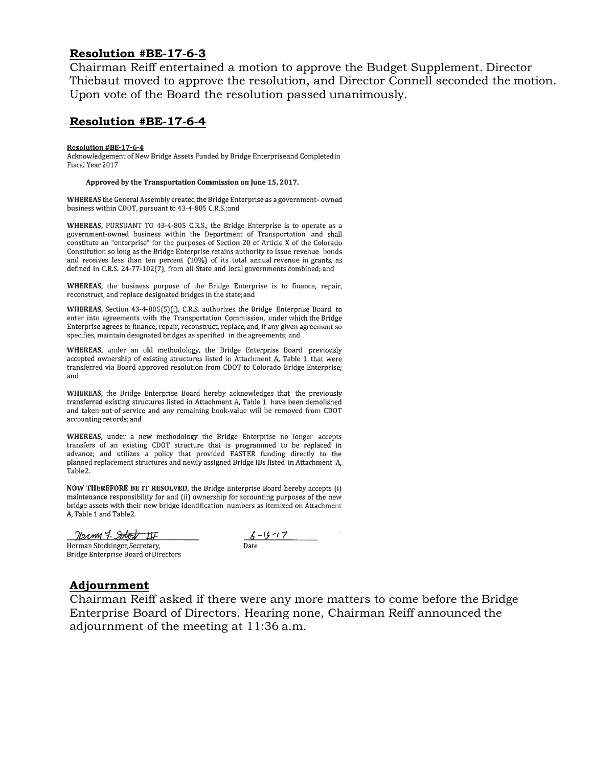## Resolution #BE-17-6-3

Chairman Reiff entertained a motion to approve the Budget Supplement. Director Thiebaut moved to approve the resolution, and Director Connell seconded the motion. Upon vote of the Board the resolution passed unanimously.

## Resolution #BE-17-6-4

**Resolution #BE-17-6-4**

Acknowledgement of New Bridge Assets Funded by Bridge Enterpriseand Completedin Fiscal Year 2017

**Approved by the Transportation Commission on June 15, 2017.**

**WHEREAS** the General Assembly created the Bridge Enterprise as a government- owned business within CDOT, pursuant to 43-4-805 C.R.S.;and

**WHEREAS**, PURSUANT TO 43-4-805 C.R.S., the Bridge Enterprise is to operate as a government-owned business within the Department of Transportation and shall constitute an "enterprise" for the purposes of Section 20 of Article X of the Colorado Constitution so long as the Bridge Enterprise retains authority to issue revenue bonds and receives less than ten percent (10%) of its total annual revenue in grants, as defined in C.R.S. 24-77-102(7), from all State and local governments combined; and

**WHEREAS**, the business purpose of the Bridge Enterprise is to finance, repair, reconstruct, and replace designated bridges in the state;and

**WHEREAS**, Section 43-4-805(5)(f), C.R.S. authorizes the Bridge Enterprise Board to enter into agreements with the Transportation Commission, under which the Bridge Enterprise agrees to finance, repair, reconstruct, replace, and, if any given agreement so specifies, maintain designated bridges as specified in the agreements; and

**WHEREAS**, under an old methodology, the Bridge Enterprise Board previously accepted ownership of existing structures listed in Attachment A, Table 1 that were transferred via Board approved resolution from CDOT to Colorado Bridge Enterprise; and

**WHEREAS**, the Bridge Enterprise Board hereby acknowledges that the previously transferred existing structures listed in Attachment A, Table 1 have been demolished and taken-out-of-service and any remaining book-value will be removed from CDOT accounting records; and

**WHEREAS**, under a new methodology the Bridge Enterprise no longer accepts transfers of an existing CDOT structure that is programmed to be replaced in advance; and utilizes a policy that provided FASTER funding directly to the planned replacement structures and newly assigned Bridge IDs listed in Attachment A, Table2.

**NOW THEREFORE BE IT RESOLVED**, the Bridge Enterprise Board hereby accepts (i) maintenance responsibility for and (ii) ownership for accounting purposes of the new bridge assets with their new bridge identification numbers as itemized on Attachment A, Table 1 and Table2.

Herman F. Stockinger III
Herman Stockinger, Secretary,
Bridge Enterprise Board of Directors

6-15-17
Date

## Adjournment

Chairman Reiff asked if there were any more matters to come before the Bridge Enterprise Board of Directors. Hearing none, Chairman Reiff announced the adjournment of the meeting at 11:36 a.m.